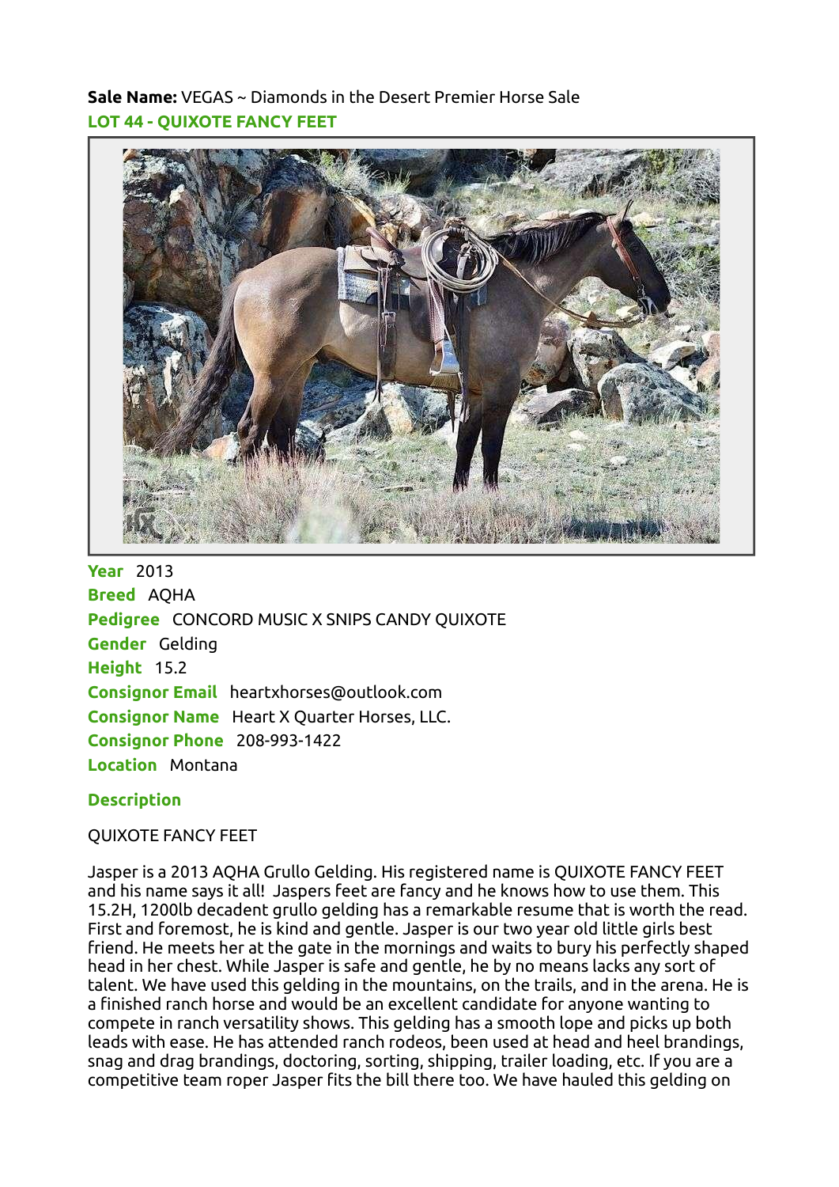**Sale Name:** VEGAS ~ Diamonds in the Desert Premier Horse Sale

## LOT 44 - QUIXOTE FANCY FEET

**Year** 2013
**Breed** AQHA
**Pedigree** CONCORD MUSIC X SNIPS CANDY QUIXOTE
**Gender** Gelding
**Height** 15.2
**Consignor Email** heartxhorses@outlook.com
**Consignor Name** Heart X Quarter Horses, LLC.
**Consignor Phone** 208-993-1422
**Location** Montana

### Description

QUIXOTE FANCY FEET

Jasper is a 2013 AQHA Grullo Gelding. His registered name is QUIXOTE FANCY FEET and his name says it all! Jaspers feet are fancy and he knows how to use them. This 15.2H, 1200lb decadent grullo gelding has a remarkable resume that is worth the read. First and foremost, he is kind and gentle. Jasper is our two year old little girls best friend. He meets her at the gate in the mornings and waits to bury his perfectly shaped head in her chest. While Jasper is safe and gentle, he by no means lacks any sort of talent. We have used this gelding in the mountains, on the trails, and in the arena. He is a finished ranch horse and would be an excellent candidate for anyone wanting to compete in ranch versatility shows. This gelding has a smooth lope and picks up both leads with ease. He has attended ranch rodeos, been used at head and heel brandings, snag and drag brandings, doctoring, sorting, shipping, trailer loading, etc. If you are a competitive team roper Jasper fits the bill there too. We have hauled this gelding on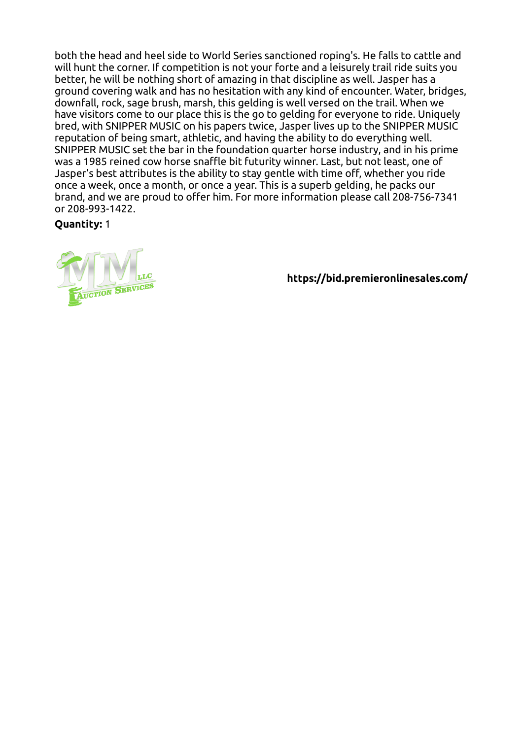both the head and heel side to World Series sanctioned roping's. He falls to cattle and will hunt the corner. If competition is not your forte and a leisurely trail ride suits you better, he will be nothing short of amazing in that discipline as well. Jasper has a ground covering walk and has no hesitation with any kind of encounter. Water, bridges, downfall, rock, sage brush, marsh, this gelding is well versed on the trail. When we have visitors come to our place this is the go to gelding for everyone to ride. Uniquely bred, with SNIPPER MUSIC on his papers twice, Jasper lives up to the SNIPPER MUSIC reputation of being smart, athletic, and having the ability to do everything well. SNIPPER MUSIC set the bar in the foundation quarter horse industry, and in his prime was a 1985 reined cow horse snaffle bit futurity winner. Last, but not least, one of Jasper's best attributes is the ability to stay gentle with time off, whether you ride once a week, once a month, or once a year. This is a superb gelding, he packs our brand, and we are proud to offer him. For more information please call 208-756-7341 or 208-993-1422.

**Quantity:** 1

MM LLC Auction Services

**https://bid.premieronlinesales.com/**